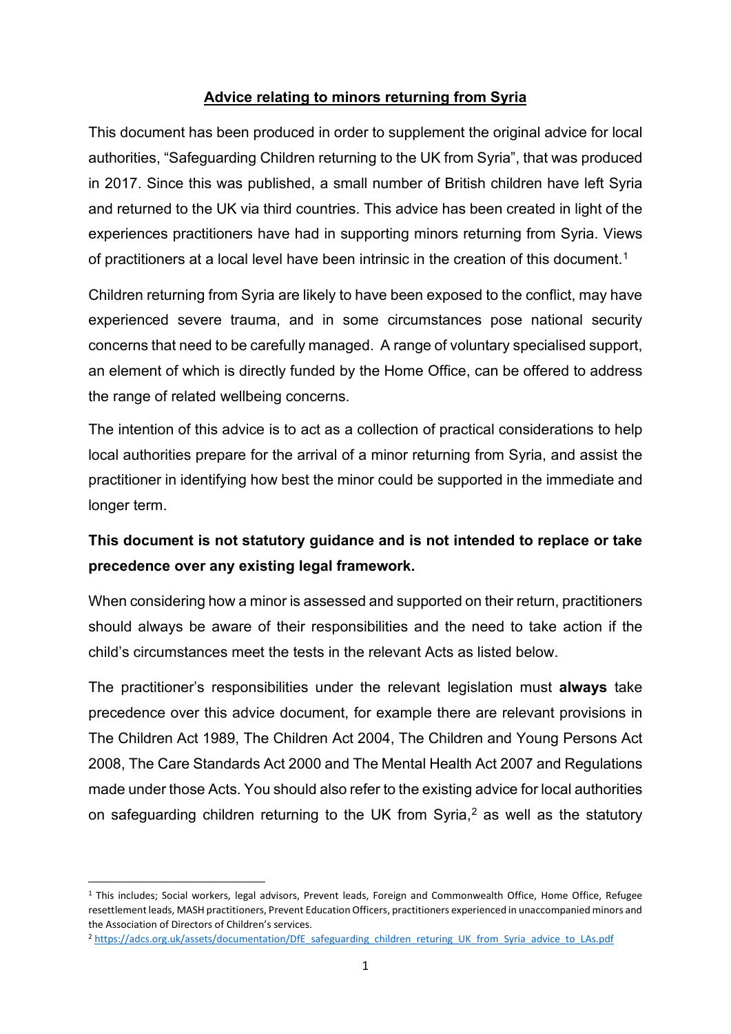# Advice relating to minors returning from Syria

This document has been produced in order to supplement the original advice for local authorities, "Safeguarding Children returning to the UK from Syria", that was produced in 2017. Since this was published, a small number of British children have left Syria and returned to the UK via third countries. This advice has been created in light of the experiences practitioners have had in supporting minors returning from Syria. Views of practitioners at a local level have been intrinsic in the creation of this document.[1]

Children returning from Syria are likely to have been exposed to the conflict, may have experienced severe trauma, and in some circumstances pose national security concerns that need to be carefully managed. A range of voluntary specialised support, an element of which is directly funded by the Home Office, can be offered to address the range of related wellbeing concerns.

The intention of this advice is to act as a collection of practical considerations to help local authorities prepare for the arrival of a minor returning from Syria, and assist the practitioner in identifying how best the minor could be supported in the immediate and longer term.

**This document is not statutory guidance and is not intended to replace or take precedence over any existing legal framework.**

When considering how a minor is assessed and supported on their return, practitioners should always be aware of their responsibilities and the need to take action if the child's circumstances meet the tests in the relevant Acts as listed below.

The practitioner's responsibilities under the relevant legislation must **always** take precedence over this advice document, for example there are relevant provisions in The Children Act 1989, The Children Act 2004, The Children and Young Persons Act 2008, The Care Standards Act 2000 and The Mental Health Act 2007 and Regulations made under those Acts. You should also refer to the existing advice for local authorities on safeguarding children returning to the UK from Syria,[2] as well as the statutory

---

[1] This includes; Social workers, legal advisors, Prevent leads, Foreign and Commonwealth Office, Home Office, Refugee resettlement leads, MASH practitioners, Prevent Education Officers, practitioners experienced in unaccompanied minors and the Association of Directors of Children's services.

[2] https://adcs.org.uk/assets/documentation/DfE_safeguarding_children_returing_UK_from_Syria_advice_to_LAs.pdf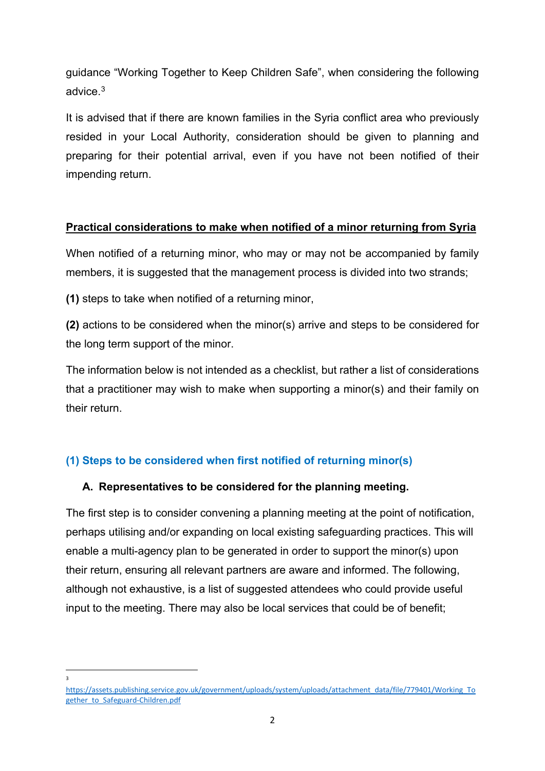guidance “Working Together to Keep Children Safe”, when considering the following advice.[3]

It is advised that if there are known families in the Syria conflict area who previously resided in your Local Authority, consideration should be given to planning and preparing for their potential arrival, even if you have not been notified of their impending return.

## Practical considerations to make when notified of a minor returning from Syria

When notified of a returning minor, who may or may not be accompanied by family members, it is suggested that the management process is divided into two strands;

**(1)** steps to take when notified of a returning minor,

**(2)** actions to be considered when the minor(s) arrive and steps to be considered for the long term support of the minor.

The information below is not intended as a checklist, but rather a list of considerations that a practitioner may wish to make when supporting a minor(s) and their family on their return.

### (1) Steps to be considered when first notified of returning minor(s)

#### A. Representatives to be considered for the planning meeting.

The first step is to consider convening a planning meeting at the point of notification, perhaps utilising and/or expanding on local existing safeguarding practices. This will enable a multi-agency plan to be generated in order to support the minor(s) upon their return, ensuring all relevant partners are aware and informed. The following, although not exhaustive, is a list of suggested attendees who could provide useful input to the meeting. There may also be local services that could be of benefit;

---

[3] https://assets.publishing.service.gov.uk/government/uploads/system/uploads/attachment_data/file/779401/Working_Together_to_Safeguard-Children.pdf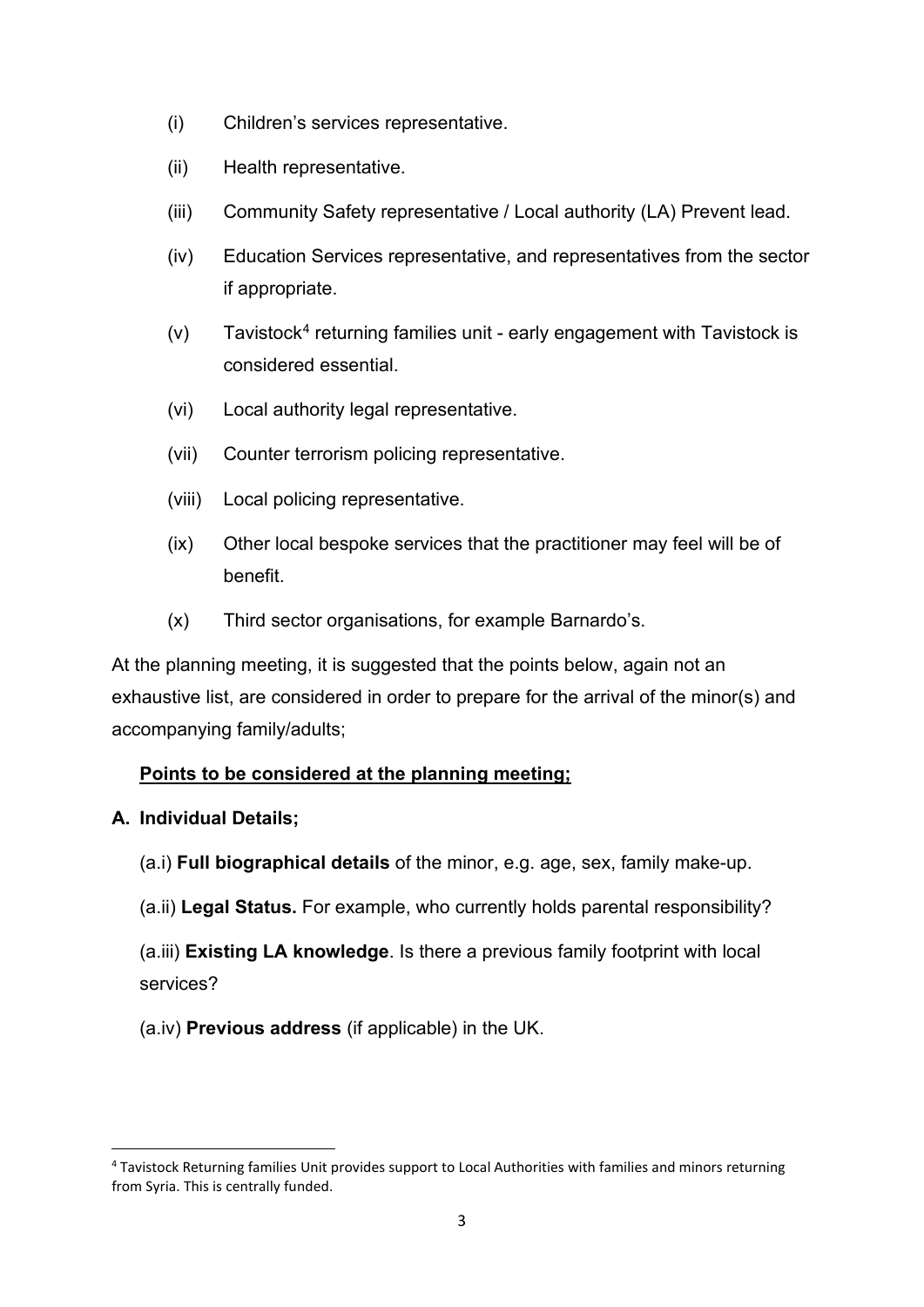(i) Children's services representative.

(ii) Health representative.

(iii) Community Safety representative / Local authority (LA) Prevent lead.

(iv) Education Services representative, and representatives from the sector if appropriate.

(v) Tavistock[4] returning families unit - early engagement with Tavistock is considered essential.

(vi) Local authority legal representative.

(vii) Counter terrorism policing representative.

(viii) Local policing representative.

(ix) Other local bespoke services that the practitioner may feel will be of benefit.

(x) Third sector organisations, for example Barnardo's.

At the planning meeting, it is suggested that the points below, again not an exhaustive list, are considered in order to prepare for the arrival of the minor(s) and accompanying family/adults;

**<u>Points to be considered at the planning meeting;</u>**

**A. Individual Details;**

(a.i) **Full biographical details** of the minor, e.g. age, sex, family make-up.

(a.ii) **Legal Status.** For example, who currently holds parental responsibility?

(a.iii) **Existing LA knowledge**. Is there a previous family footprint with local services?

(a.iv) **Previous address** (if applicable) in the UK.

---

[4] Tavistock Returning families Unit provides support to Local Authorities with families and minors returning from Syria. This is centrally funded.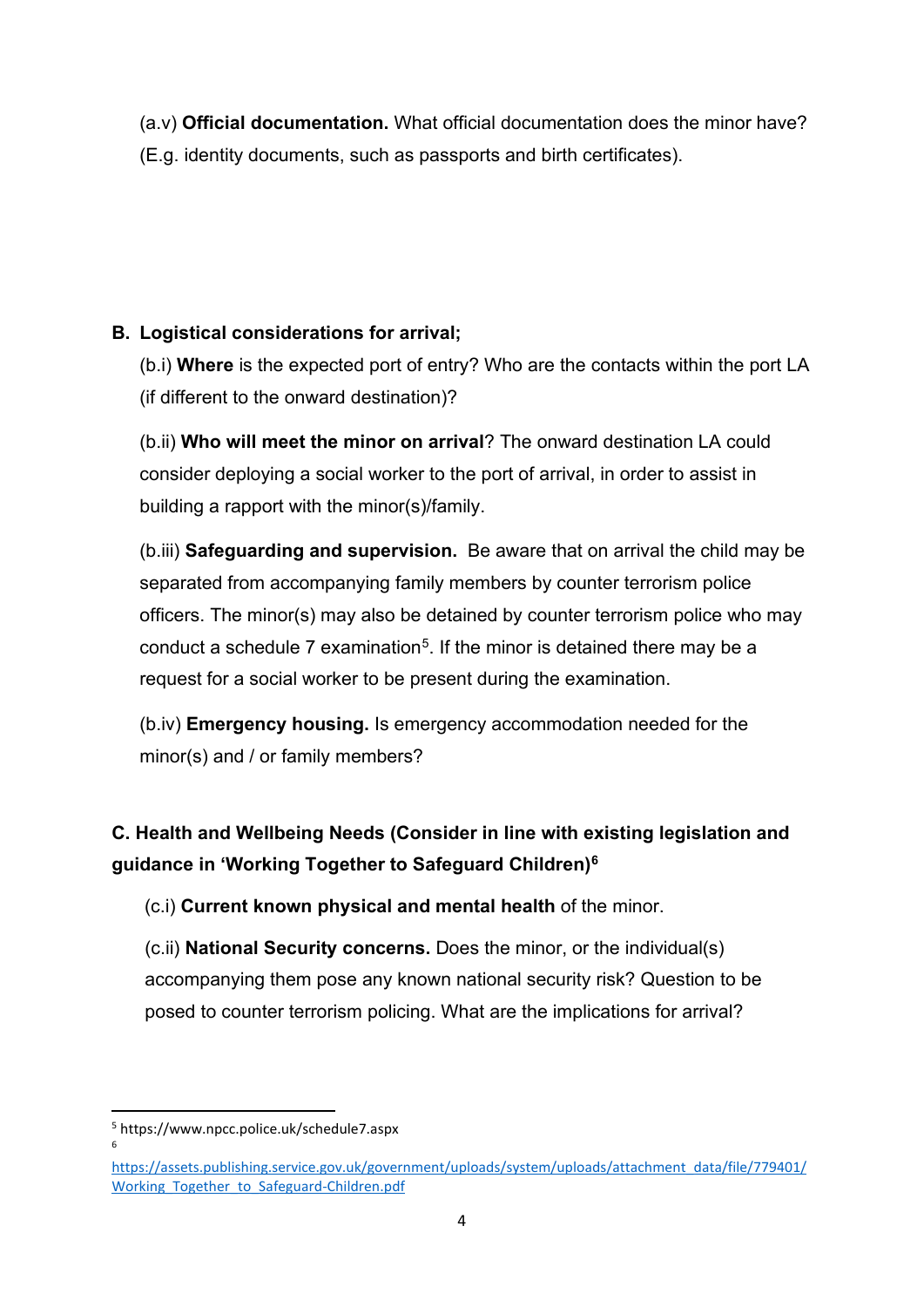(a.v) **Official documentation.** What official documentation does the minor have? (E.g. identity documents, such as passports and birth certificates).

**B. Logistical considerations for arrival;**

(b.i) **Where** is the expected port of entry? Who are the contacts within the port LA (if different to the onward destination)?

(b.ii) **Who will meet the minor on arrival**? The onward destination LA could consider deploying a social worker to the port of arrival, in order to assist in building a rapport with the minor(s)/family.

(b.iii) **Safeguarding and supervision.** Be aware that on arrival the child may be separated from accompanying family members by counter terrorism police officers. The minor(s) may also be detained by counter terrorism police who may conduct a schedule 7 examination[5]. If the minor is detained there may be a request for a social worker to be present during the examination.

(b.iv) **Emergency housing.** Is emergency accommodation needed for the minor(s) and / or family members?

**C. Health and Wellbeing Needs (Consider in line with existing legislation and guidance in 'Working Together to Safeguard Children)[6]**

(c.i) **Current known physical and mental health** of the minor.

(c.ii) **National Security concerns.** Does the minor, or the individual(s) accompanying them pose any known national security risk? Question to be posed to counter terrorism policing. What are the implications for arrival?

---

[5] https://www.npcc.police.uk/schedule7.aspx

[6] https://assets.publishing.service.gov.uk/government/uploads/system/uploads/attachment_data/file/779401/Working_Together_to_Safeguard-Children.pdf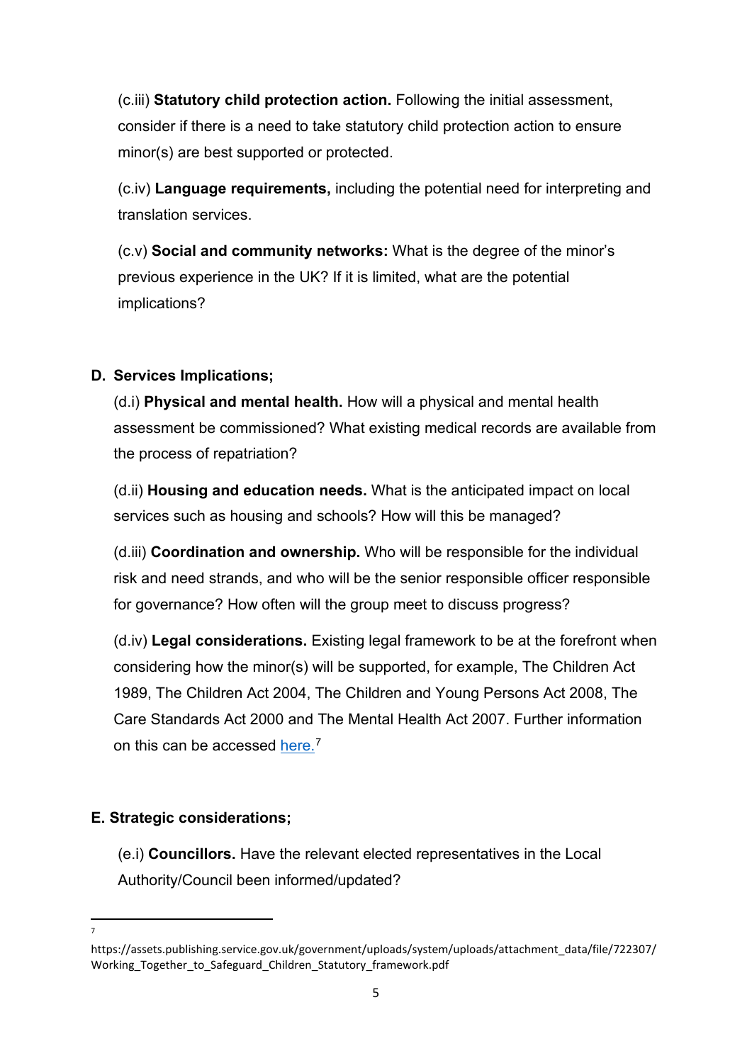(c.iii) **Statutory child protection action.** Following the initial assessment, consider if there is a need to take statutory child protection action to ensure minor(s) are best supported or protected.

(c.iv) **Language requirements,** including the potential need for interpreting and translation services.

(c.v) **Social and community networks:** What is the degree of the minor's previous experience in the UK? If it is limited, what are the potential implications?

**D. Services Implications;**

(d.i) **Physical and mental health.** How will a physical and mental health assessment be commissioned? What existing medical records are available from the process of repatriation?

(d.ii) **Housing and education needs.** What is the anticipated impact on local services such as housing and schools? How will this be managed?

(d.iii) **Coordination and ownership.** Who will be responsible for the individual risk and need strands, and who will be the senior responsible officer responsible for governance? How often will the group meet to discuss progress?

(d.iv) **Legal considerations.** Existing legal framework to be at the forefront when considering how the minor(s) will be supported, for example, The Children Act 1989, The Children Act 2004, The Children and Young Persons Act 2008, The Care Standards Act 2000 and The Mental Health Act 2007. Further information on this can be accessed here.[7]

**E. Strategic considerations;**

(e.i) **Councillors.** Have the relevant elected representatives in the Local Authority/Council been informed/updated?

---

[7] https://assets.publishing.service.gov.uk/government/uploads/system/uploads/attachment_data/file/722307/Working_Together_to_Safeguard_Children_Statutory_framework.pdf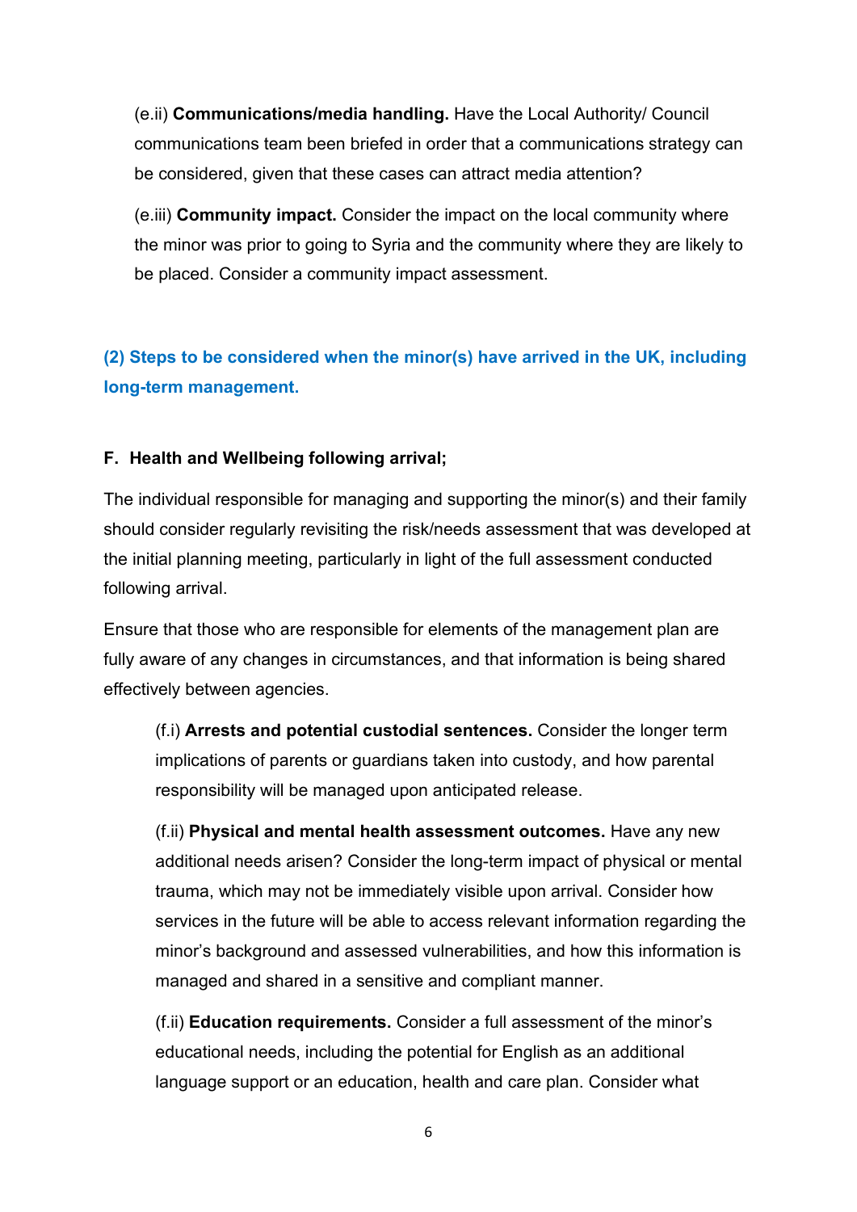(e.ii) **Communications/media handling.** Have the Local Authority/ Council communications team been briefed in order that a communications strategy can be considered, given that these cases can attract media attention?

(e.iii) **Community impact.** Consider the impact on the local community where the minor was prior to going to Syria and the community where they are likely to be placed. Consider a community impact assessment.

## (2) Steps to be considered when the minor(s) have arrived in the UK, including long-term management.

### F. Health and Wellbeing following arrival;

The individual responsible for managing and supporting the minor(s) and their family should consider regularly revisiting the risk/needs assessment that was developed at the initial planning meeting, particularly in light of the full assessment conducted following arrival.

Ensure that those who are responsible for elements of the management plan are fully aware of any changes in circumstances, and that information is being shared effectively between agencies.

(f.i) **Arrests and potential custodial sentences.** Consider the longer term implications of parents or guardians taken into custody, and how parental responsibility will be managed upon anticipated release.

(f.ii) **Physical and mental health assessment outcomes.** Have any new additional needs arisen? Consider the long-term impact of physical or mental trauma, which may not be immediately visible upon arrival. Consider how services in the future will be able to access relevant information regarding the minor's background and assessed vulnerabilities, and how this information is managed and shared in a sensitive and compliant manner.

(f.ii) **Education requirements.** Consider a full assessment of the minor's educational needs, including the potential for English as an additional language support or an education, health and care plan. Consider what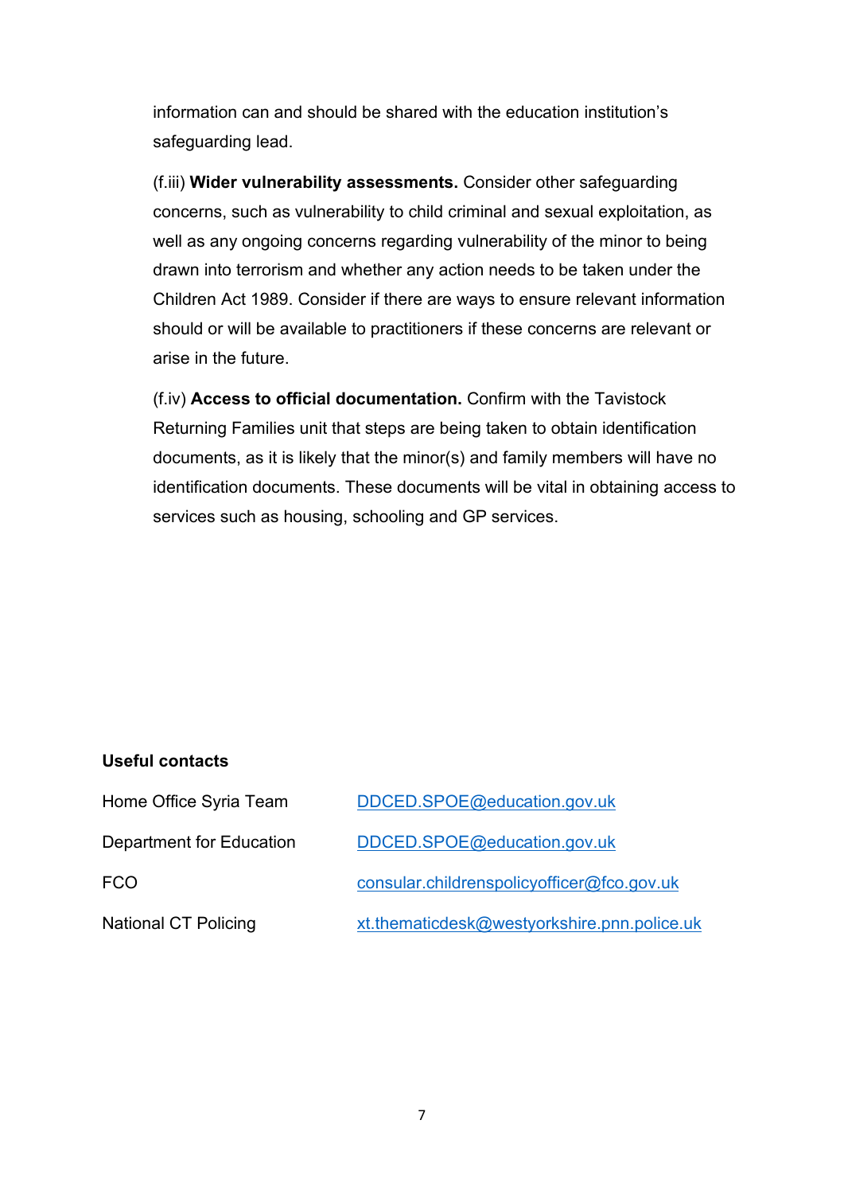information can and should be shared with the education institution's safeguarding lead.

(f.iii) **Wider vulnerability assessments.** Consider other safeguarding concerns, such as vulnerability to child criminal and sexual exploitation, as well as any ongoing concerns regarding vulnerability of the minor to being drawn into terrorism and whether any action needs to be taken under the Children Act 1989. Consider if there are ways to ensure relevant information should or will be available to practitioners if these concerns are relevant or arise in the future.

(f.iv) **Access to official documentation.** Confirm with the Tavistock Returning Families unit that steps are being taken to obtain identification documents, as it is likely that the minor(s) and family members will have no identification documents. These documents will be vital in obtaining access to services such as housing, schooling and GP services.

**Useful contacts**

| | |
|---|---|
| Home Office Syria Team | DDCED.SPOE@education.gov.uk |
| Department for Education | DDCED.SPOE@education.gov.uk |
| FCO | consular.childrenspolicyofficer@fco.gov.uk |
| National CT Policing | xt.thematicdesk@westyorkshire.pnn.police.uk |